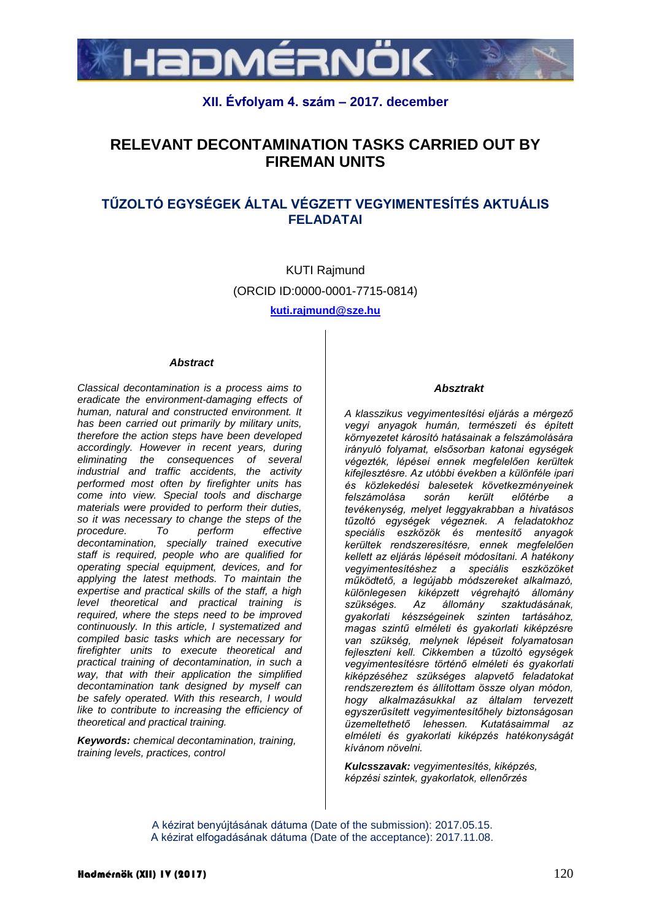**XII. Évfolyam 4. szám – 2017. december**

# RELEVANT DECONTAMINATION TASKS CARRIED OUT BY FIREMAN UNITS

## TŰZOLTÓ EGYSÉGEK ÁLTAL VÉGZETT VEGYIMENTESÍTÉS AKTUÁLIS FELADATAI

KUTI Rajmund

(ORCID ID:0000-0001-7715-0814)

**kuti.rajmund@sze.hu**

### *Abstract*

*Classical decontamination is a process aims to eradicate the environment-damaging effects of human, natural and constructed environment. It has been carried out primarily by military units, therefore the action steps have been developed accordingly. However in recent years, during eliminating the consequences of several industrial and traffic accidents, the activity performed most often by firefighter units has come into view. Special tools and discharge materials were provided to perform their duties, so it was necessary to change the steps of the procedure. To perform effective decontamination, specially trained executive staff is required, people who are qualified for operating special equipment, devices, and for applying the latest methods. To maintain the expertise and practical skills of the staff, a high level theoretical and practical training is required, where the steps need to be improved continuously. In this article, I systematized and compiled basic tasks which are necessary for firefighter units to execute theoretical and practical training of decontamination, in such a way, that with their application the simplified decontamination tank designed by myself can be safely operated. With this research, I would like to contribute to increasing the efficiency of theoretical and practical training.*

***Keywords:*** *chemical decontamination, training, training levels, practices, control*

### *Absztrakt*

*A klasszikus vegyimentesítési eljárás a mérgező vegyi anyagok humán, természeti és épített környezetet károsító hatásainak a felszámolására irányuló folyamat, elsősorban katonai egységek végezték, lépései ennek megfelelően kerültek kifejlesztésre. Az utóbbi években a különféle ipari és közlekedési balesetek következményeinek felszámolása során került előtérbe a tevékenység, melyet leggyakrabban a hivatásos tűzoltó egységek végeznek. A feladatokhoz speciális eszközök és mentesítő anyagok kerültek rendszeresítésre, ennek megfelelően kellett az eljárás lépéseit módosítani. A hatékony vegyimentesítéshez a speciális eszközöket működtető, a legújabb módszereket alkalmazó, különlegesen kiképzett végrehajtó állomány szükséges. Az állomány szaktudásának, gyakorlati készségeinek szinten tartásához, magas szintű elméleti és gyakorlati kiképzésre van szükség, melynek lépéseit folyamatosan fejleszteni kell. Cikkemben a tűzoltó egységek vegyimentesítésre történő elméleti és gyakorlati kiképzéséhez szükséges alapvető feladatokat rendszereztem és állítottam össze olyan módon, hogy alkalmazásukkal az általam tervezett egyszerűsített vegyimentesítőhely biztonságosan üzemeltethető lehessen. Kutatásaimmal az elméleti és gyakorlati kiképzés hatékonyságát kívánom növelni.*

***Kulcsszavak:*** *vegyimentesítés, kiképzés, képzési szintek, gyakorlatok, ellenőrzés*

A kézirat benyújtásának dátuma (Date of the submission): 2017.05.15.
A kézirat elfogadásának dátuma (Date of the acceptance): 2017.11.08.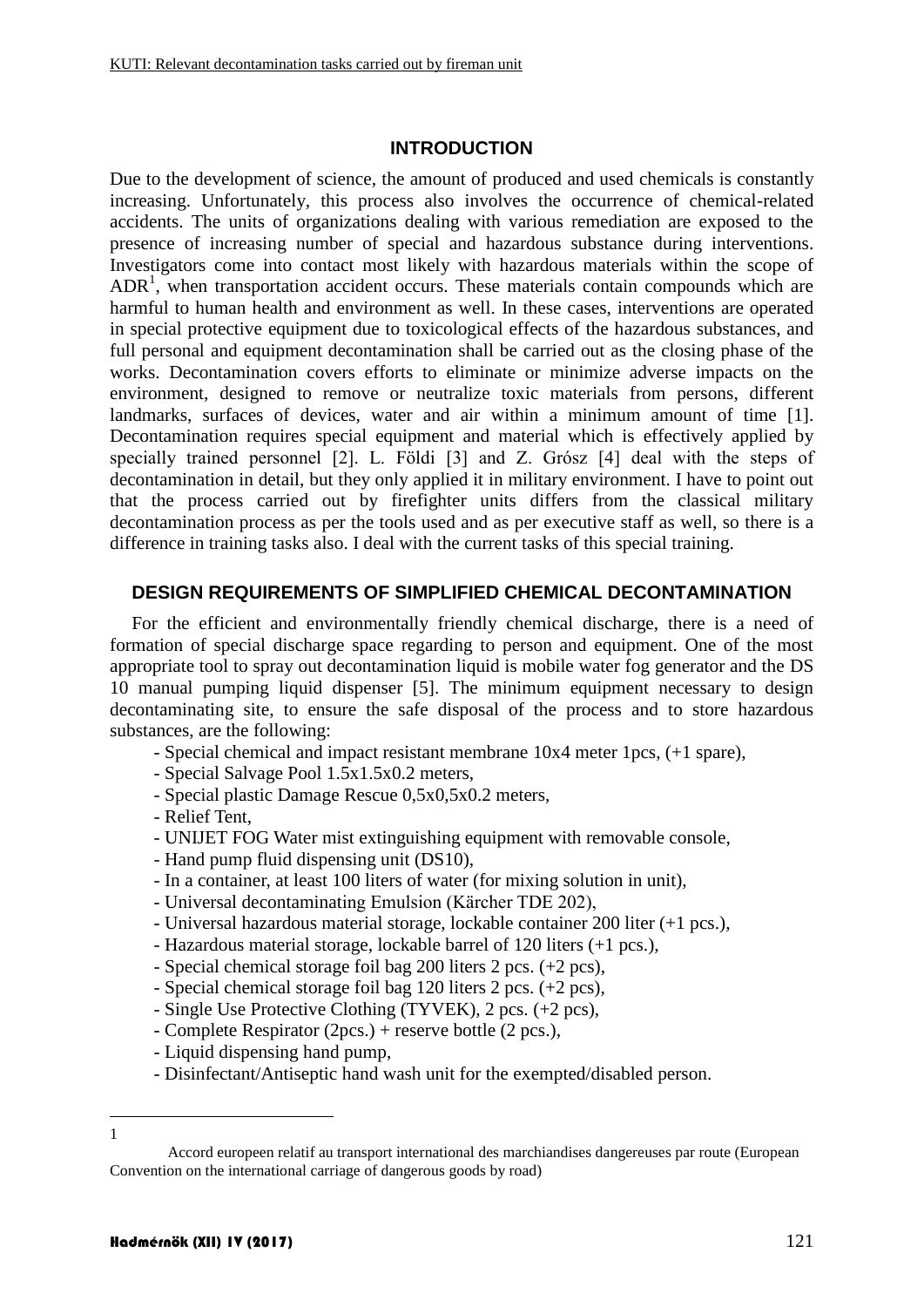## INTRODUCTION

Due to the development of science, the amount of produced and used chemicals is constantly increasing. Unfortunately, this process also involves the occurrence of chemical-related accidents. The units of organizations dealing with various remediation are exposed to the presence of increasing number of special and hazardous substance during interventions. Investigators come into contact most likely with hazardous materials within the scope of ADR[1], when transportation accident occurs. These materials contain compounds which are harmful to human health and environment as well. In these cases, interventions are operated in special protective equipment due to toxicological effects of the hazardous substances, and full personal and equipment decontamination shall be carried out as the closing phase of the works. Decontamination covers efforts to eliminate or minimize adverse impacts on the environment, designed to remove or neutralize toxic materials from persons, different landmarks, surfaces of devices, water and air within a minimum amount of time [1]. Decontamination requires special equipment and material which is effectively applied by specially trained personnel [2]. L. Földi [3] and Z. Grósz [4] deal with the steps of decontamination in detail, but they only applied it in military environment. I have to point out that the process carried out by firefighter units differs from the classical military decontamination process as per the tools used and as per executive staff as well, so there is a difference in training tasks also. I deal with the current tasks of this special training.

## DESIGN REQUIREMENTS OF SIMPLIFIED CHEMICAL DECONTAMINATION

For the efficient and environmentally friendly chemical discharge, there is a need of formation of special discharge space regarding to person and equipment. One of the most appropriate tool to spray out decontamination liquid is mobile water fog generator and the DS 10 manual pumping liquid dispenser [5]. The minimum equipment necessary to design decontaminating site, to ensure the safe disposal of the process and to store hazardous substances, are the following:

- Special chemical and impact resistant membrane 10x4 meter 1pcs, (+1 spare),
- Special Salvage Pool 1.5x1.5x0.2 meters,
- Special plastic Damage Rescue 0,5x0,5x0.2 meters,
- Relief Tent,
- UNIJET FOG Water mist extinguishing equipment with removable console,
- Hand pump fluid dispensing unit (DS10),
- In a container, at least 100 liters of water (for mixing solution in unit),
- Universal decontaminating Emulsion (Kärcher TDE 202),
- Universal hazardous material storage, lockable container 200 liter (+1 pcs.),
- Hazardous material storage, lockable barrel of 120 liters (+1 pcs.),
- Special chemical storage foil bag 200 liters 2 pcs. (+2 pcs),
- Special chemical storage foil bag 120 liters 2 pcs. (+2 pcs),
- Single Use Protective Clothing (TYVEK), 2 pcs. (+2 pcs),
- Complete Respirator (2pcs.) + reserve bottle (2 pcs.),
- Liquid dispensing hand pump,
- Disinfectant/Antiseptic hand wash unit for the exempted/disabled person.

---

[1] Accord europeen relatif au transport international des marchiandises dangereuses par route (European Convention on the international carriage of dangerous goods by road)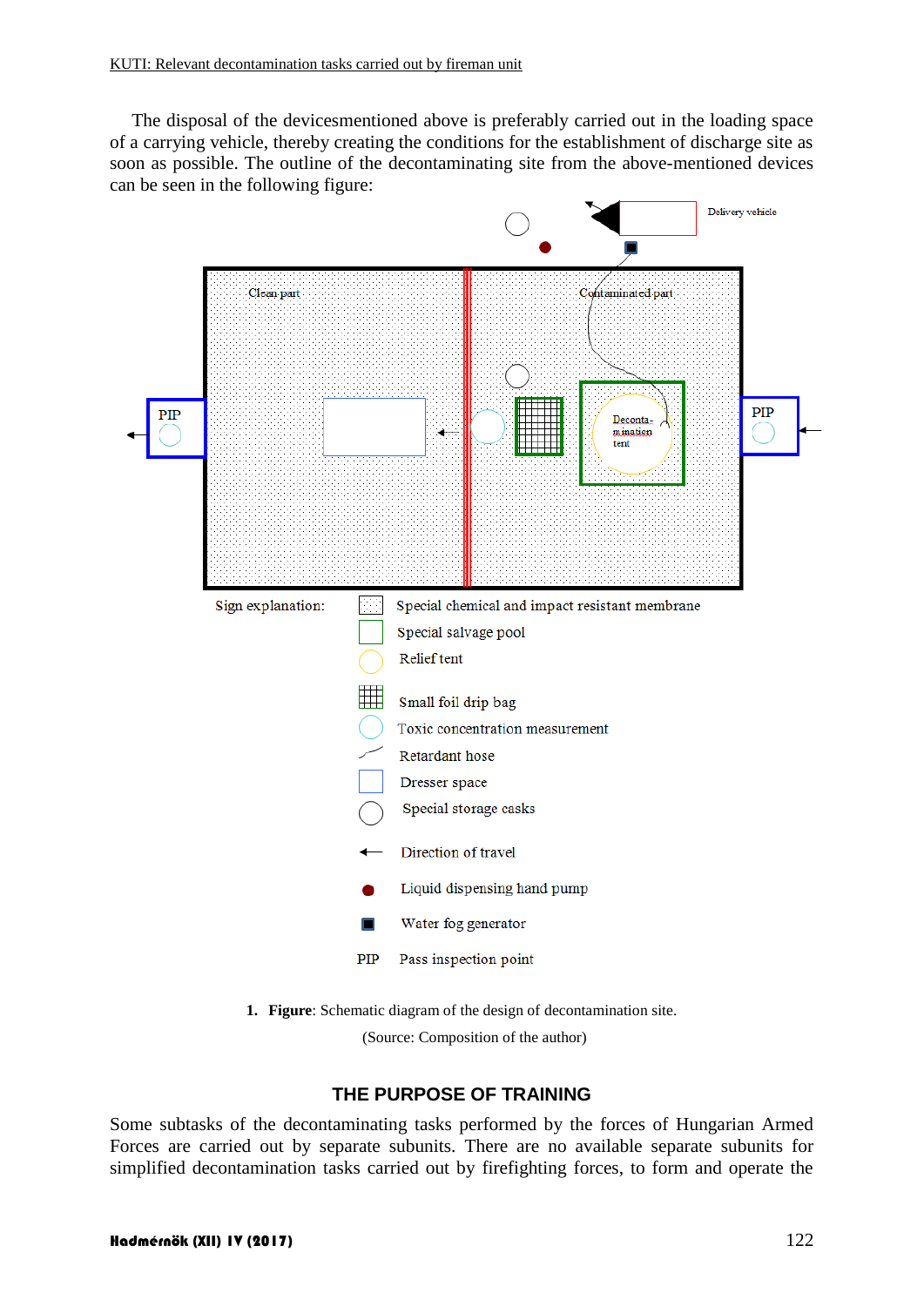The disposal of the devicesmentioned above is preferably carried out in the loading space of a carrying vehicle, thereby creating the conditions for the establishment of discharge site as soon as possible. The outline of the decontaminating site from the above-mentioned devices can be seen in the following figure:

Delivery vehicle

Clean part

Contaminated part

PIP

PIP

Deconta-mination tent

Sign explanation:
- Special chemical and impact resistant membrane
- Special salvage pool
- Relief tent
- Small foil drip bag
- Toxic concentration measurement
- Retardant hose
- Dresser space
- Special storage casks
- Direction of travel
- Liquid dispensing hand pump
- Water fog generator
- PIP Pass inspection point

1. **Figure**: Schematic diagram of the design of decontamination site.
(Source: Composition of the author)

## THE PURPOSE OF TRAINING

Some subtasks of the decontaminating tasks performed by the forces of Hungarian Armed Forces are carried out by separate subunits. There are no available separate subunits for simplified decontamination tasks carried out by firefighting forces, to form and operate the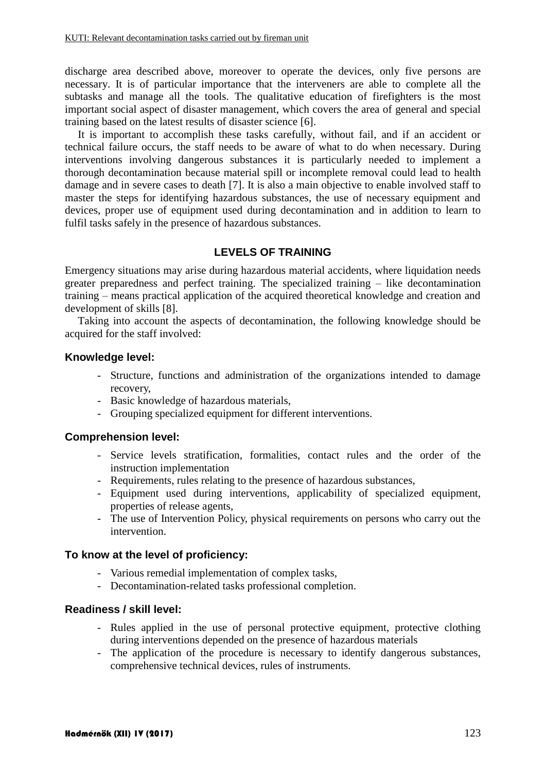discharge area described above, moreover to operate the devices, only five persons are necessary. It is of particular importance that the interveners are able to complete all the subtasks and manage all the tools. The qualitative education of firefighters is the most important social aspect of disaster management, which covers the area of general and special training based on the latest results of disaster science [6].

It is important to accomplish these tasks carefully, without fail, and if an accident or technical failure occurs, the staff needs to be aware of what to do when necessary. During interventions involving dangerous substances it is particularly needed to implement a thorough decontamination because material spill or incomplete removal could lead to health damage and in severe cases to death [7]. It is also a main objective to enable involved staff to master the steps for identifying hazardous substances, the use of necessary equipment and devices, proper use of equipment used during decontamination and in addition to learn to fulfil tasks safely in the presence of hazardous substances.

## LEVELS OF TRAINING

Emergency situations may arise during hazardous material accidents, where liquidation needs greater preparedness and perfect training. The specialized training – like decontamination training – means practical application of the acquired theoretical knowledge and creation and development of skills [8].

Taking into account the aspects of decontamination, the following knowledge should be acquired for the staff involved:

### Knowledge level:

- Structure, functions and administration of the organizations intended to damage recovery,
- Basic knowledge of hazardous materials,
- Grouping specialized equipment for different interventions.

### Comprehension level:

- Service levels stratification, formalities, contact rules and the order of the instruction implementation
- Requirements, rules relating to the presence of hazardous substances,
- Equipment used during interventions, applicability of specialized equipment, properties of release agents,
- The use of Intervention Policy, physical requirements on persons who carry out the intervention.

### To know at the level of proficiency:

- Various remedial implementation of complex tasks,
- Decontamination-related tasks professional completion.

### Readiness / skill level:

- Rules applied in the use of personal protective equipment, protective clothing during interventions depended on the presence of hazardous materials
- The application of the procedure is necessary to identify dangerous substances, comprehensive technical devices, rules of instruments.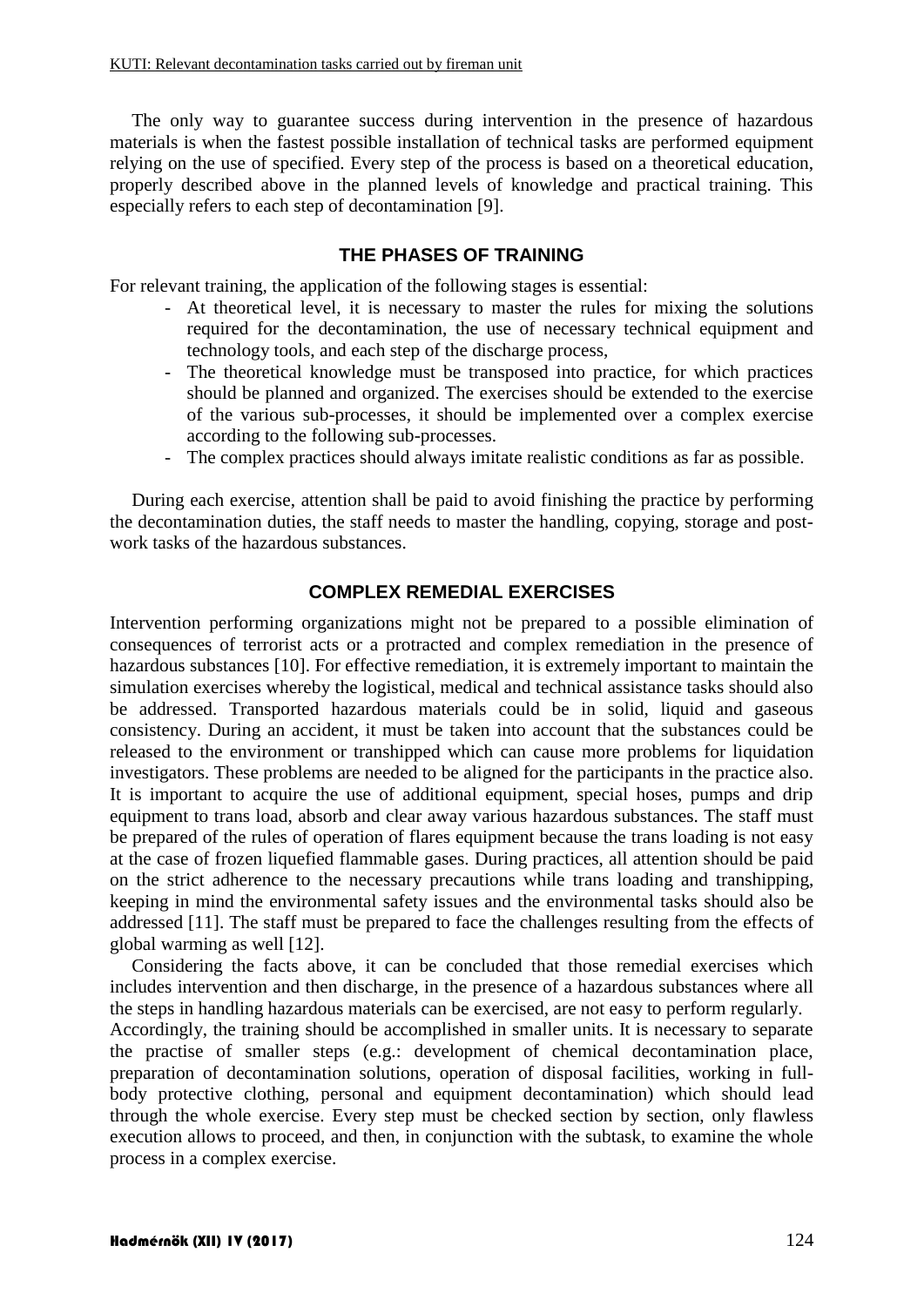The only way to guarantee success during intervention in the presence of hazardous materials is when the fastest possible installation of technical tasks are performed equipment relying on the use of specified. Every step of the process is based on a theoretical education, properly described above in the planned levels of knowledge and practical training. This especially refers to each step of decontamination [9].

## THE PHASES OF TRAINING

For relevant training, the application of the following stages is essential:

- At theoretical level, it is necessary to master the rules for mixing the solutions required for the decontamination, the use of necessary technical equipment and technology tools, and each step of the discharge process,
- The theoretical knowledge must be transposed into practice, for which practices should be planned and organized. The exercises should be extended to the exercise of the various sub-processes, it should be implemented over a complex exercise according to the following sub-processes.
- The complex practices should always imitate realistic conditions as far as possible.

During each exercise, attention shall be paid to avoid finishing the practice by performing the decontamination duties, the staff needs to master the handling, copying, storage and post-work tasks of the hazardous substances.

## COMPLEX REMEDIAL EXERCISES

Intervention performing organizations might not be prepared to a possible elimination of consequences of terrorist acts or a protracted and complex remediation in the presence of hazardous substances [10]. For effective remediation, it is extremely important to maintain the simulation exercises whereby the logistical, medical and technical assistance tasks should also be addressed. Transported hazardous materials could be in solid, liquid and gaseous consistency. During an accident, it must be taken into account that the substances could be released to the environment or transhipped which can cause more problems for liquidation investigators. These problems are needed to be aligned for the participants in the practice also. It is important to acquire the use of additional equipment, special hoses, pumps and drip equipment to trans load, absorb and clear away various hazardous substances. The staff must be prepared of the rules of operation of flares equipment because the trans loading is not easy at the case of frozen liquefied flammable gases. During practices, all attention should be paid on the strict adherence to the necessary precautions while trans loading and transhipping, keeping in mind the environmental safety issues and the environmental tasks should also be addressed [11]. The staff must be prepared to face the challenges resulting from the effects of global warming as well [12].

Considering the facts above, it can be concluded that those remedial exercises which includes intervention and then discharge, in the presence of a hazardous substances where all the steps in handling hazardous materials can be exercised, are not easy to perform regularly.

Accordingly, the training should be accomplished in smaller units. It is necessary to separate the practise of smaller steps (e.g.: development of chemical decontamination place, preparation of decontamination solutions, operation of disposal facilities, working in full-body protective clothing, personal and equipment decontamination) which should lead through the whole exercise. Every step must be checked section by section, only flawless execution allows to proceed, and then, in conjunction with the subtask, to examine the whole process in a complex exercise.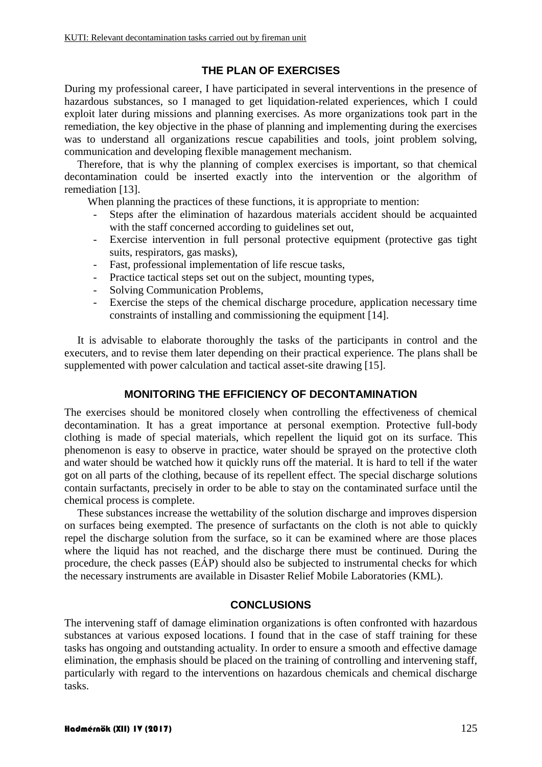## THE PLAN OF EXERCISES

During my professional career, I have participated in several interventions in the presence of hazardous substances, so I managed to get liquidation-related experiences, which I could exploit later during missions and planning exercises. As more organizations took part in the remediation, the key objective in the phase of planning and implementing during the exercises was to understand all organizations rescue capabilities and tools, joint problem solving, communication and developing flexible management mechanism.

Therefore, that is why the planning of complex exercises is important, so that chemical decontamination could be inserted exactly into the intervention or the algorithm of remediation [13].

When planning the practices of these functions, it is appropriate to mention:

- Steps after the elimination of hazardous materials accident should be acquainted with the staff concerned according to guidelines set out,
- Exercise intervention in full personal protective equipment (protective gas tight suits, respirators, gas masks),
- Fast, professional implementation of life rescue tasks,
- Practice tactical steps set out on the subject, mounting types,
- Solving Communication Problems,
- Exercise the steps of the chemical discharge procedure, application necessary time constraints of installing and commissioning the equipment [14].

It is advisable to elaborate thoroughly the tasks of the participants in control and the executers, and to revise them later depending on their practical experience. The plans shall be supplemented with power calculation and tactical asset-site drawing [15].

## MONITORING THE EFFICIENCY OF DECONTAMINATION

The exercises should be monitored closely when controlling the effectiveness of chemical decontamination. It has a great importance at personal exemption. Protective full-body clothing is made of special materials, which repellent the liquid got on its surface. This phenomenon is easy to observe in practice, water should be sprayed on the protective cloth and water should be watched how it quickly runs off the material. It is hard to tell if the water got on all parts of the clothing, because of its repellent effect. The special discharge solutions contain surfactants, precisely in order to be able to stay on the contaminated surface until the chemical process is complete.

These substances increase the wettability of the solution discharge and improves dispersion on surfaces being exempted. The presence of surfactants on the cloth is not able to quickly repel the discharge solution from the surface, so it can be examined where are those places where the liquid has not reached, and the discharge there must be continued. During the procedure, the check passes (EÁP) should also be subjected to instrumental checks for which the necessary instruments are available in Disaster Relief Mobile Laboratories (KML).

## CONCLUSIONS

The intervening staff of damage elimination organizations is often confronted with hazardous substances at various exposed locations. I found that in the case of staff training for these tasks has ongoing and outstanding actuality. In order to ensure a smooth and effective damage elimination, the emphasis should be placed on the training of controlling and intervening staff, particularly with regard to the interventions on hazardous chemicals and chemical discharge tasks.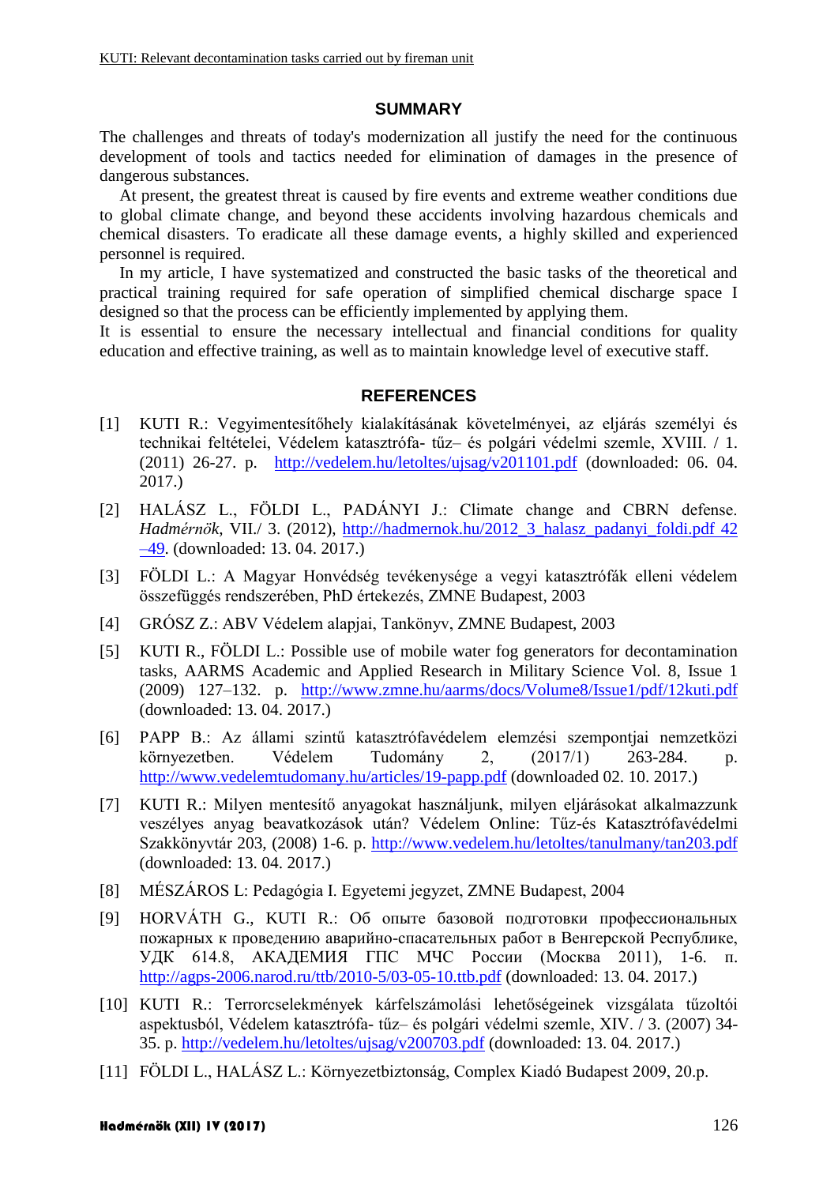## SUMMARY

The challenges and threats of today's modernization all justify the need for the continuous development of tools and tactics needed for elimination of damages in the presence of dangerous substances.

At present, the greatest threat is caused by fire events and extreme weather conditions due to global climate change, and beyond these accidents involving hazardous chemicals and chemical disasters. To eradicate all these damage events, a highly skilled and experienced personnel is required.

In my article, I have systematized and constructed the basic tasks of the theoretical and practical training required for safe operation of simplified chemical discharge space I designed so that the process can be efficiently implemented by applying them.

It is essential to ensure the necessary intellectual and financial conditions for quality education and effective training, as well as to maintain knowledge level of executive staff.

## REFERENCES

[1] KUTI R.: Vegyimentesítőhely kialakításának követelményei, az eljárás személyi és technikai feltételei, Védelem katasztrófa- tűz– és polgári védelmi szemle, XVIII. / 1. (2011) 26-27. p. http://vedelem.hu/letoltes/ujsag/v201101.pdf (downloaded: 06. 04. 2017.)

[2] HALÁSZ L., FÖLDI L., PADÁNYI J.: Climate change and CBRN defense. *Hadmérnök*, VII./ 3. (2012), http://hadmernok.hu/2012_3_halasz_padanyi_foldi.pdf 42–49. (downloaded: 13. 04. 2017.)

[3] FÖLDI L.: A Magyar Honvédség tevékenysége a vegyi katasztrófák elleni védelem összefüggés rendszerében, PhD értekezés, ZMNE Budapest, 2003

[4] GRÓSZ Z.: ABV Védelem alapjai, Tankönyv, ZMNE Budapest, 2003

[5] KUTI R., FÖLDI L.: Possible use of mobile water fog generators for decontamination tasks, AARMS Academic and Applied Research in Military Science Vol. 8, Issue 1 (2009) 127–132. p. http://www.zmne.hu/aarms/docs/Volume8/Issue1/pdf/12kuti.pdf (downloaded: 13. 04. 2017.)

[6] PAPP B.: Az állami szintű katasztrófavédelem elemzési szempontjai nemzetközi környezetben. Védelem Tudomány 2, (2017/1) 263-284. p. http://www.vedelemtudomany.hu/articles/19-papp.pdf (downloaded 02. 10. 2017.)

[7] KUTI R.: Milyen mentesítő anyagokat használjunk, milyen eljárásokat alkalmazzunk veszélyes anyag beavatkozások után? Védelem Online: Tűz-és Katasztrófavédelmi Szakkönyvtár 203, (2008) 1-6. p. http://www.vedelem.hu/letoltes/tanulmany/tan203.pdf (downloaded: 13. 04. 2017.)

[8] MÉSZÁROS L: Pedagógia I. Egyetemi jegyzet, ZMNE Budapest, 2004

[9] HORVÁTH G., KUTI R.: Об опыте базовой подготовки профессиональных пожарных к проведению аварийно-спасательных работ в Венгерской Республике, УДК 614.8, АКАДЕМИЯ ГПС МЧС России (Москва 2011), 1-6. п. http://agps-2006.narod.ru/ttb/2010-5/03-05-10.ttb.pdf (downloaded: 13. 04. 2017.)

[10] KUTI R.: Terrorcselekmények kárfelszámolási lehetőségeinek vizsgálata tűzoltói aspektusból, Védelem katasztrófa- tűz– és polgári védelmi szemle, XIV. / 3. (2007) 34-35. p. http://vedelem.hu/letoltes/ujsag/v200703.pdf (downloaded: 13. 04. 2017.)

[11] FÖLDI L., HALÁSZ L.: Környezetbiztonság, Complex Kiadó Budapest 2009, 20.p.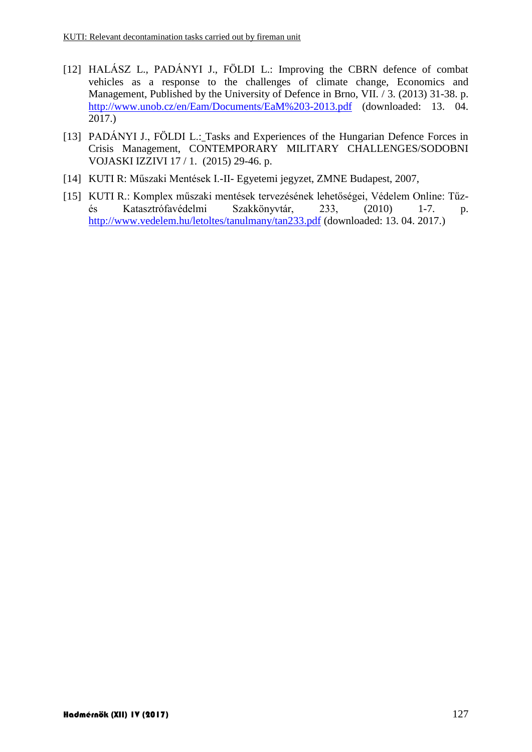[12] HALÁSZ L., PADÁNYI J., FÖLDI L.: Improving the CBRN defence of combat vehicles as a response to the challenges of climate change, Economics and Management, Published by the University of Defence in Brno, VII. / 3. (2013) 31-38. p. http://www.unob.cz/en/Eam/Documents/EaM%203-2013.pdf (downloaded: 13. 04. 2017.)

[13] PADÁNYI J., FÖLDI L.: Tasks and Experiences of the Hungarian Defence Forces in Crisis Management, CONTEMPORARY MILITARY CHALLENGES/SODOBNI VOJASKI IZZIVI 17 / 1. (2015) 29-46. p.

[14] KUTI R: Műszaki Mentések I.-II- Egyetemi jegyzet, ZMNE Budapest, 2007,

[15] KUTI R.: Komplex műszaki mentések tervezésének lehetőségei, Védelem Online: Tűz- és Katasztrófavédelmi Szakkönyvtár, 233, (2010) 1-7. p. http://www.vedelem.hu/letoltes/tanulmany/tan233.pdf (downloaded: 13. 04. 2017.)